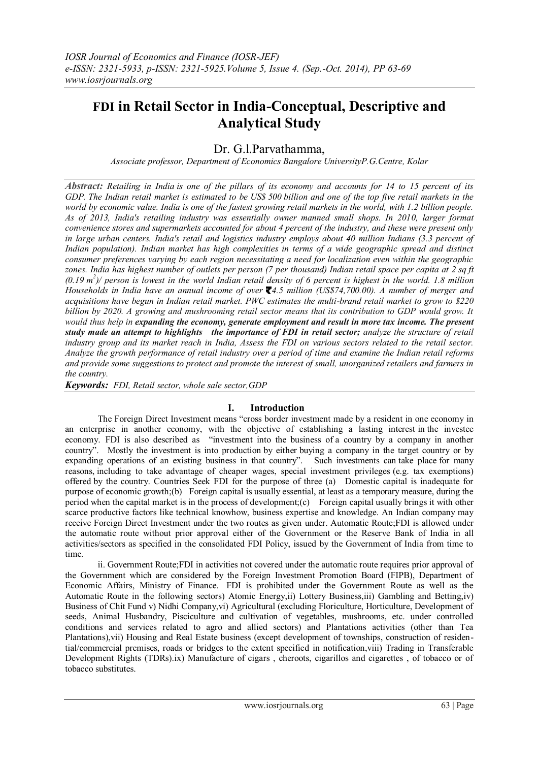# FDI in Retail Sector in India-Conceptual, Descriptive and Analytical Study

Dr. G.l.Parvathamma,

*Associate professor, Department of Economics Bangalore UniversityP.G.Centre, Kolar*

***Abstract:*** *Retailing in India is one of the pillars of its economy and accounts for 14 to 15 percent of its GDP. The Indian retail market is estimated to be US$ 500 billion and one of the top five retail markets in the world by economic value. India is one of the fastest growing retail markets in the world, with 1.2 billion people. As of 2013, India's retailing industry was essentially owner manned small shops. In 2010, larger format convenience stores and supermarkets accounted for about 4 percent of the industry, and these were present only in large urban centers. India's retail and logistics industry employs about 40 million Indians (3.3 percent of Indian population). Indian market has high complexities in terms of a wide geographic spread and distinct consumer preferences varying by each region necessitating a need for localization even within the geographic zones. India has highest number of outlets per person (7 per thousand) Indian retail space per capita at 2 sq ft (0.19 m²)/ person is lowest in the world Indian retail density of 6 percent is highest in the world. 1.8 million Households in India have an annual income of over ₹4.5 million (US$74,700.00). A number of merger and acquisitions have begun in Indian retail market. PWC estimates the multi-brand retail market to grow to $220 billion by 2020. A growing and mushrooming retail sector means that its contribution to GDP would grow. It would thus help in* ***expanding the economy, generate employment and result in more tax income. The present study made an attempt to highlights the importance of FDI in retail sector;*** *analyze the structure of retail industry group and its market reach in India, Assess the FDI on various sectors related to the retail sector. Analyze the growth performance of retail industry over a period of time and examine the Indian retail reforms and provide some suggestions to protect and promote the interest of small, unorganized retailers and farmers in the country.*

***Keywords:*** *FDI, Retail sector, whole sale sector,GDP*

## I. Introduction

The Foreign Direct Investment means "cross border investment made by a resident in one economy in an enterprise in another economy, with the objective of establishing a lasting interest in the investee economy. FDI is also described as "investment into the business of a country by a company in another country". Mostly the investment is into production by either buying a company in the target country or by expanding operations of an existing business in that country". Such investments can take place for many reasons, including to take advantage of cheaper wages, special investment privileges (e.g. tax exemptions) offered by the country. Countries Seek FDI for the purpose of three (a) Domestic capital is inadequate for purpose of economic growth;(b) Foreign capital is usually essential, at least as a temporary measure, during the period when the capital market is in the process of development;(c) Foreign capital usually brings it with other scarce productive factors like technical knowhow, business expertise and knowledge. An Indian company may receive Foreign Direct Investment under the two routes as given under. Automatic Route;FDI is allowed under the automatic route without prior approval either of the Government or the Reserve Bank of India in all activities/sectors as specified in the consolidated FDI Policy, issued by the Government of India from time to time.

ii. Government Route;FDI in activities not covered under the automatic route requires prior approval of the Government which are considered by the Foreign Investment Promotion Board (FIPB), Department of Economic Affairs, Ministry of Finance. FDI is prohibited under the Government Route as well as the Automatic Route in the following sectors) Atomic Energy,ii) Lottery Business,iii) Gambling and Betting,iv) Business of Chit Fund v) Nidhi Company,vi) Agricultural (excluding Floriculture, Horticulture, Development of seeds, Animal Husbandry, Pisciculture and cultivation of vegetables, mushrooms, etc. under controlled conditions and services related to agro and allied sectors) and Plantations activities (other than Tea Plantations),vii) Housing and Real Estate business (except development of townships, construction of residential/commercial premises, roads or bridges to the extent specified in notification,viii) Trading in Transferable Development Rights (TDRs).ix) Manufacture of cigars , cheroots, cigarillos and cigarettes , of tobacco or of tobacco substitutes.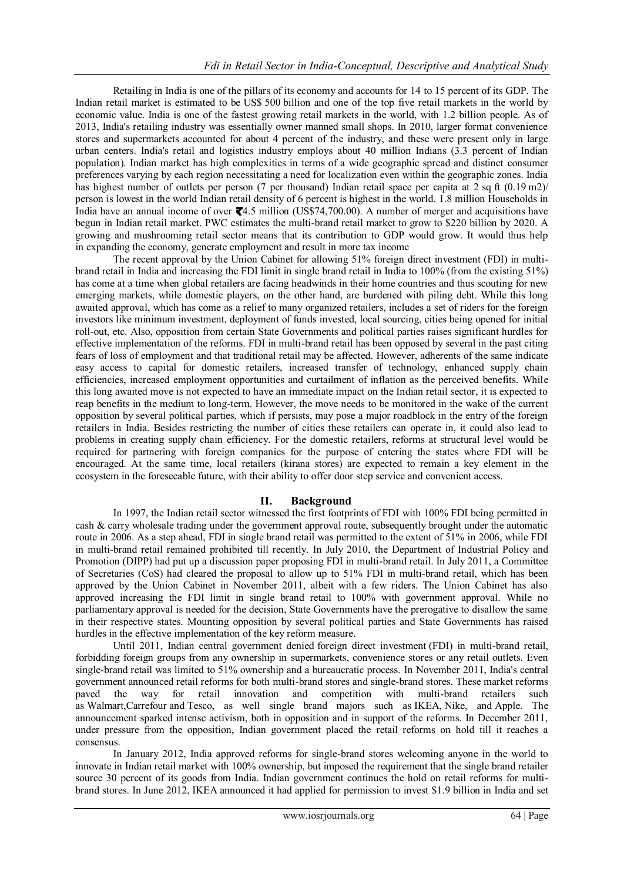Retailing in India is one of the pillars of its economy and accounts for 14 to 15 percent of its GDP. The Indian retail market is estimated to be US$ 500 billion and one of the top five retail markets in the world by economic value. India is one of the fastest growing retail markets in the world, with 1.2 billion people. As of 2013, India's retailing industry was essentially owner manned small shops. In 2010, larger format convenience stores and supermarkets accounted for about 4 percent of the industry, and these were present only in large urban centers. India's retail and logistics industry employs about 40 million Indians (3.3 percent of Indian population). Indian market has high complexities in terms of a wide geographic spread and distinct consumer preferences varying by each region necessitating a need for localization even within the geographic zones. India has highest number of outlets per person (7 per thousand) Indian retail space per capita at 2 sq ft (0.19 m2)/ person is lowest in the world Indian retail density of 6 percent is highest in the world. 1.8 million Households in India have an annual income of over ₹4.5 million (US$74,700.00). A number of merger and acquisitions have begun in Indian retail market. PWC estimates the multi-brand retail market to grow to $220 billion by 2020. A growing and mushrooming retail sector means that its contribution to GDP would grow. It would thus help in expanding the economy, generate employment and result in more tax income

The recent approval by the Union Cabinet for allowing 51% foreign direct investment (FDI) in multi-brand retail in India and increasing the FDI limit in single brand retail in India to 100% (from the existing 51%) has come at a time when global retailers are facing headwinds in their home countries and thus scouting for new emerging markets, while domestic players, on the other hand, are burdened with piling debt. While this long awaited approval, which has come as a relief to many organized retailers, includes a set of riders for the foreign investors like minimum investment, deployment of funds invested, local sourcing, cities being opened for initial roll-out, etc. Also, opposition from certain State Governments and political parties raises significant hurdles for effective implementation of the reforms. FDI in multi-brand retail has been opposed by several in the past citing fears of loss of employment and that traditional retail may be affected. However, adherents of the same indicate easy access to capital for domestic retailers, increased transfer of technology, enhanced supply chain efficiencies, increased employment opportunities and curtailment of inflation as the perceived benefits. While this long awaited move is not expected to have an immediate impact on the Indian retail sector, it is expected to reap benefits in the medium to long-term. However, the move needs to be monitored in the wake of the current opposition by several political parties, which if persists, may pose a major roadblock in the entry of the foreign retailers in India. Besides restricting the number of cities these retailers can operate in, it could also lead to problems in creating supply chain efficiency. For the domestic retailers, reforms at structural level would be required for partnering with foreign companies for the purpose of entering the states where FDI will be encouraged. At the same time, local retailers (kirana stores) are expected to remain a key element in the ecosystem in the foreseeable future, with their ability to offer door step service and convenient access.

## II. Background

In 1997, the Indian retail sector witnessed the first footprints of FDI with 100% FDI being permitted in cash & carry wholesale trading under the government approval route, subsequently brought under the automatic route in 2006. As a step ahead, FDI in single brand retail was permitted to the extent of 51% in 2006, while FDI in multi-brand retail remained prohibited till recently. In July 2010, the Department of Industrial Policy and Promotion (DIPP) had put up a discussion paper proposing FDI in multi-brand retail. In July 2011, a Committee of Secretaries (CoS) had cleared the proposal to allow up to 51% FDI in multi-brand retail, which has been approved by the Union Cabinet in November 2011, albeit with a few riders. The Union Cabinet has also approved increasing the FDI limit in single brand retail to 100% with government approval. While no parliamentary approval is needed for the decision, State Governments have the prerogative to disallow the same in their respective states. Mounting opposition by several political parties and State Governments has raised hurdles in the effective implementation of the key reform measure.

Until 2011, Indian central government denied foreign direct investment (FDI) in multi-brand retail, forbidding foreign groups from any ownership in supermarkets, convenience stores or any retail outlets. Even single-brand retail was limited to 51% ownership and a bureaucratic process. In November 2011, India's central government announced retail reforms for both multi-brand stores and single-brand stores. These market reforms paved the way for retail innovation and competition with multi-brand retailers such as Walmart,Carrefour and Tesco, as well single brand majors such as IKEA, Nike, and Apple. The announcement sparked intense activism, both in opposition and in support of the reforms. In December 2011, under pressure from the opposition, Indian government placed the retail reforms on hold till it reaches a consensus.

In January 2012, India approved reforms for single-brand stores welcoming anyone in the world to innovate in Indian retail market with 100% ownership, but imposed the requirement that the single brand retailer source 30 percent of its goods from India. Indian government continues the hold on retail reforms for multi-brand stores. In June 2012, IKEA announced it had applied for permission to invest $1.9 billion in India and set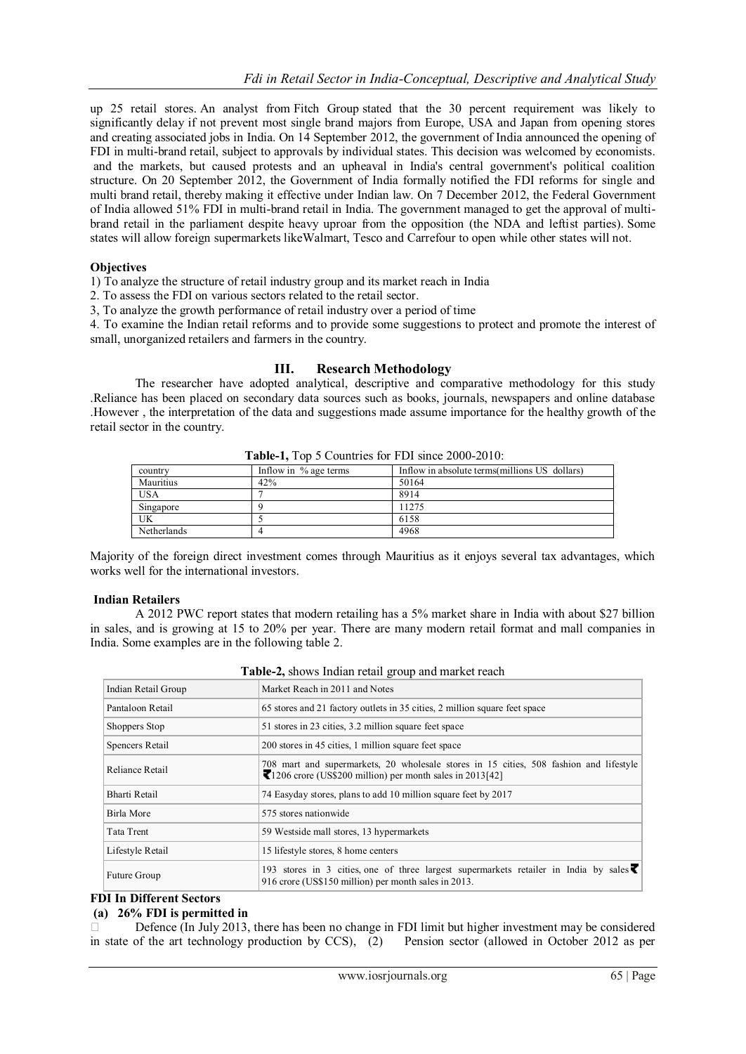up 25 retail stores. An analyst from Fitch Group stated that the 30 percent requirement was likely to significantly delay if not prevent most single brand majors from Europe, USA and Japan from opening stores and creating associated jobs in India. On 14 September 2012, the government of India announced the opening of FDI in multi-brand retail, subject to approvals by individual states. This decision was welcomed by economists. and the markets, but caused protests and an upheaval in India's central government's political coalition structure. On 20 September 2012, the Government of India formally notified the FDI reforms for single and multi brand retail, thereby making it effective under Indian law. On 7 December 2012, the Federal Government of India allowed 51% FDI in multi-brand retail in India. The government managed to get the approval of multi-brand retail in the parliament despite heavy uproar from the opposition (the NDA and leftist parties). Some states will allow foreign supermarkets likeWalmart, Tesco and Carrefour to open while other states will not.

**Objectives**

1) To analyze the structure of retail industry group and its market reach in India
2. To assess the FDI on various sectors related to the retail sector.
3, To analyze the growth performance of retail industry over a period of time
4. To examine the Indian retail reforms and to provide some suggestions to protect and promote the interest of small, unorganized retailers and farmers in the country.

## III. Research Methodology

The researcher have adopted analytical, descriptive and comparative methodology for this study .Reliance has been placed on secondary data sources such as books, journals, newspapers and online database .However , the interpretation of the data and suggestions made assume importance for the healthy growth of the retail sector in the country.

**Table-1,** Top 5 Countries for FDI since 2000-2010:

| country | Inflow in % age terms | Inflow in absolute terms(millions US dollars) |
|---|---|---|
| Mauritius | 42% | 50164 |
| USA | 7 | 8914 |
| Singapore | 9 | 11275 |
| UK | 5 | 6158 |
| Netherlands | 4 | 4968 |

Majority of the foreign direct investment comes through Mauritius as it enjoys several tax advantages, which works well for the international investors.

**Indian Retailers**

A 2012 PWC report states that modern retailing has a 5% market share in India with about $27 billion in sales, and is growing at 15 to 20% per year. There are many modern retail format and mall companies in India. Some examples are in the following table 2.

**Table-2,** shows Indian retail group and market reach

| Indian Retail Group | Market Reach in 2011 and Notes |
|---|---|
| Pantaloon Retail | 65 stores and 21 factory outlets in 35 cities, 2 million square feet space |
| Shoppers Stop | 51 stores in 23 cities, 3.2 million square feet space |
| Spencers Retail | 200 stores in 45 cities, 1 million square feet space |
| Reliance Retail | 708 mart and supermarkets, 20 wholesale stores in 15 cities, 508 fashion and lifestyle ₹1206 crore (US$200 million) per month sales in 2013[42] |
| Bharti Retail | 74 Easyday stores, plans to add 10 million square feet by 2017 |
| Birla More | 575 stores nationwide |
| Tata Trent | 59 Westside mall stores, 13 hypermarkets |
| Lifestyle Retail | 15 lifestyle stores, 8 home centers |
| Future Group | 193 stores in 3 cities, one of three largest supermarkets retailer in India by sales ₹ 916 crore (US$150 million) per month sales in 2013. |

**FDI In Different Sectors**

**(a) 26% FDI is permitted in**

 Defence (In July 2013, there has been no change in FDI limit but higher investment may be considered in state of the art technology production by CCS), (2) Pension sector (allowed in October 2012 as per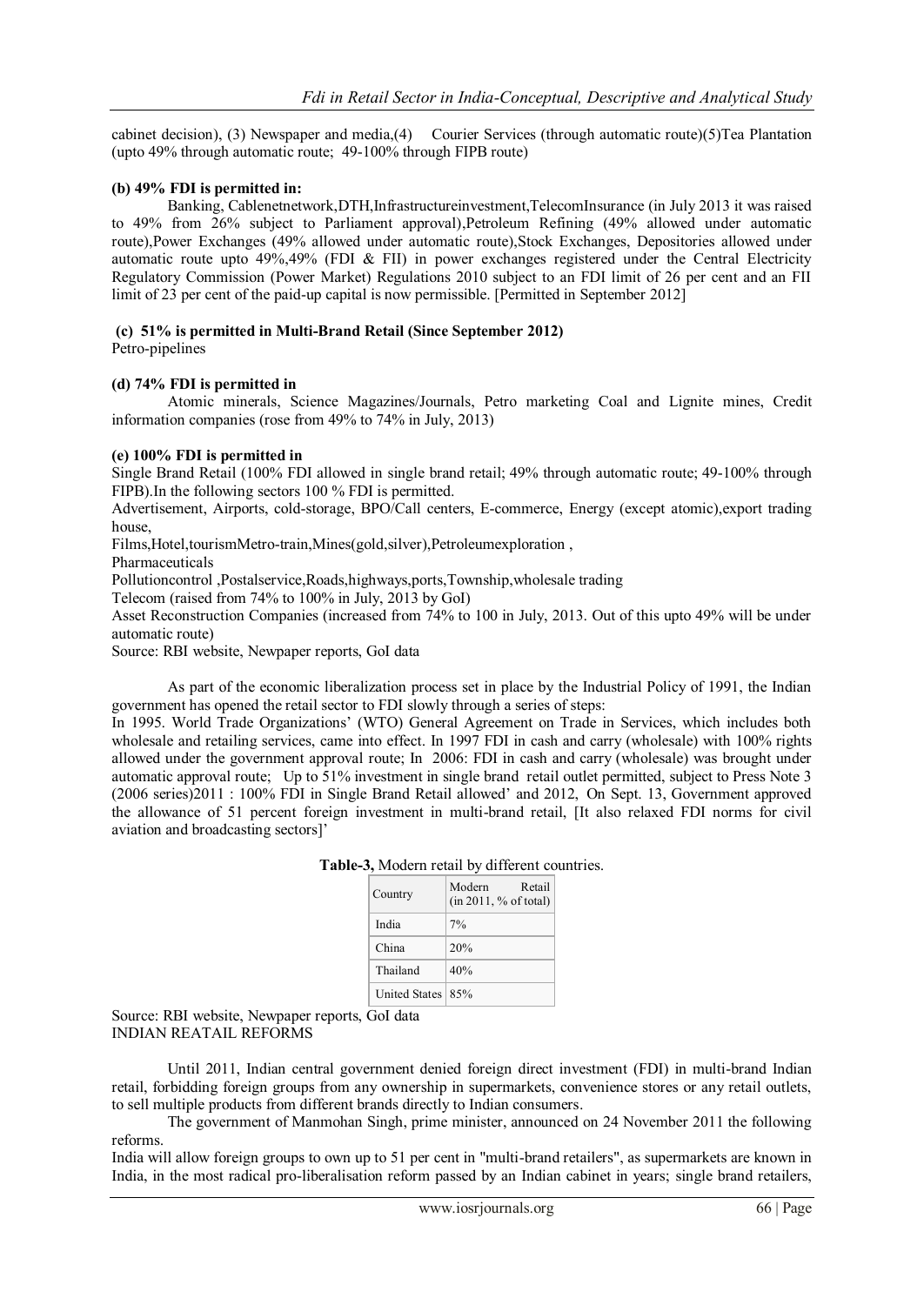cabinet decision), (3) Newspaper and media,(4) Courier Services (through automatic route)(5)Tea Plantation (upto 49% through automatic route; 49-100% through FIPB route)

**(b) 49% FDI is permitted in:**

Banking, Cablenetnetwork,DTH,Infrastructureinvestment,TelecomInsurance (in July 2013 it was raised to 49% from 26% subject to Parliament approval),Petroleum Refining (49% allowed under automatic route),Power Exchanges (49% allowed under automatic route),Stock Exchanges, Depositories allowed under automatic route upto 49%,49% (FDI & FII) in power exchanges registered under the Central Electricity Regulatory Commission (Power Market) Regulations 2010 subject to an FDI limit of 26 per cent and an FII limit of 23 per cent of the paid-up capital is now permissible. [Permitted in September 2012]

**(c) 51% is permitted in Multi-Brand Retail (Since September 2012)**

Petro-pipelines

**(d) 74% FDI is permitted in**

Atomic minerals, Science Magazines/Journals, Petro marketing Coal and Lignite mines, Credit information companies (rose from 49% to 74% in July, 2013)

**(e) 100% FDI is permitted in**

Single Brand Retail (100% FDI allowed in single brand retail; 49% through automatic route; 49-100% through FIPB).In the following sectors 100 % FDI is permitted.

Advertisement, Airports, cold-storage, BPO/Call centers, E-commerce, Energy (except atomic),export trading house,

Films,Hotel,tourismMetro-train,Mines(gold,silver),Petroleumexploration ,

Pharmaceuticals

Pollutioncontrol ,Postalservice,Roads,highways,ports,Township,wholesale trading

Telecom (raised from 74% to 100% in July, 2013 by GoI)

Asset Reconstruction Companies (increased from 74% to 100 in July, 2013. Out of this upto 49% will be under automatic route)

Source: RBI website, Newpaper reports, GoI data

As part of the economic liberalization process set in place by the Industrial Policy of 1991, the Indian government has opened the retail sector to FDI slowly through a series of steps:

In 1995. World Trade Organizations' (WTO) General Agreement on Trade in Services, which includes both wholesale and retailing services, came into effect. In 1997 FDI in cash and carry (wholesale) with 100% rights allowed under the government approval route; In 2006: FDI in cash and carry (wholesale) was brought under automatic approval route; Up to 51% investment in single brand retail outlet permitted, subject to Press Note 3 (2006 series)2011 : 100% FDI in Single Brand Retail allowed' and 2012, On Sept. 13, Government approved the allowance of 51 percent foreign investment in multi-brand retail, [It also relaxed FDI norms for civil aviation and broadcasting sectors]'

**Table-3,** Modern retail by different countries.

| Country | Modern Retail (in 2011, % of total) |
|---|---|
| India | 7% |
| China | 20% |
| Thailand | 40% |
| United States | 85% |

Source: RBI website, Newpaper reports, GoI data

INDIAN REATAIL REFORMS

Until 2011, Indian central government denied foreign direct investment (FDI) in multi-brand Indian retail, forbidding foreign groups from any ownership in supermarkets, convenience stores or any retail outlets, to sell multiple products from different brands directly to Indian consumers.

The government of Manmohan Singh, prime minister, announced on 24 November 2011 the following reforms.

India will allow foreign groups to own up to 51 per cent in "multi-brand retailers", as supermarkets are known in India, in the most radical pro-liberalisation reform passed by an Indian cabinet in years; single brand retailers,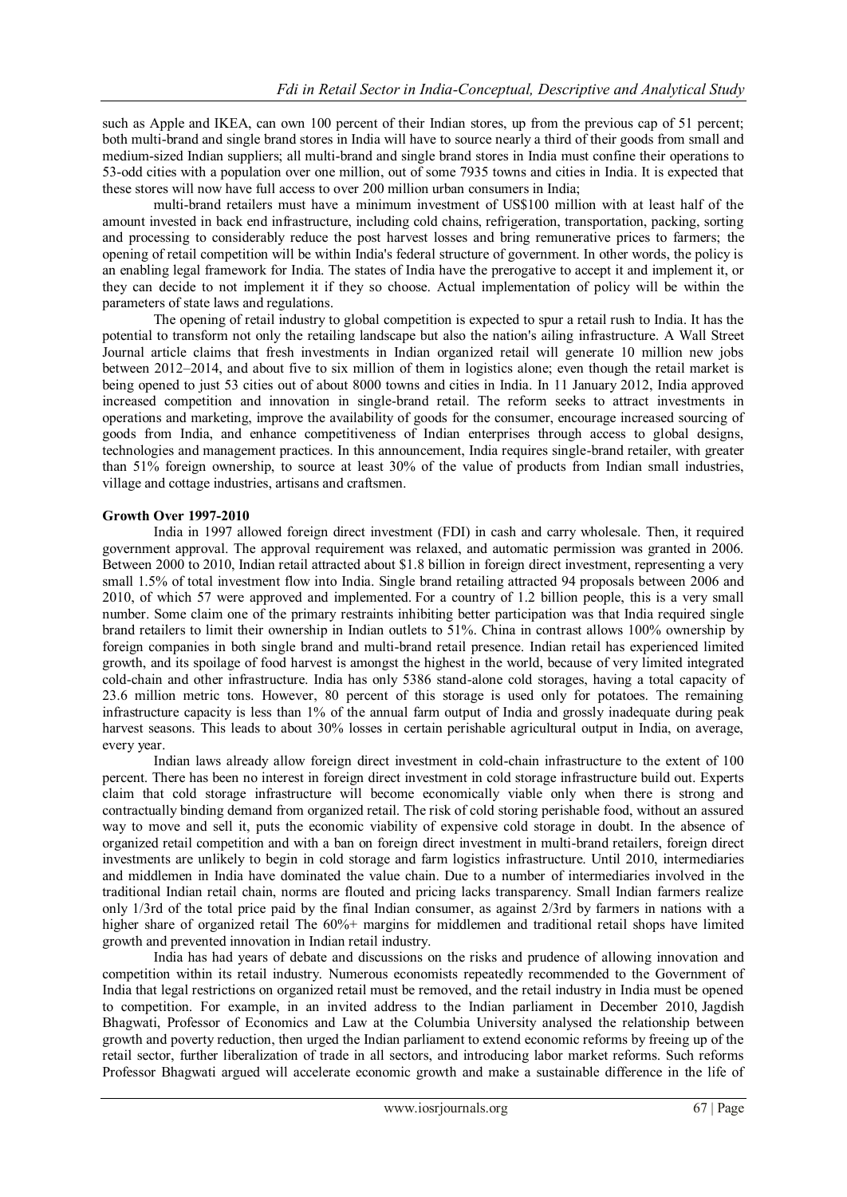such as Apple and IKEA, can own 100 percent of their Indian stores, up from the previous cap of 51 percent; both multi-brand and single brand stores in India will have to source nearly a third of their goods from small and medium-sized Indian suppliers; all multi-brand and single brand stores in India must confine their operations to 53-odd cities with a population over one million, out of some 7935 towns and cities in India. It is expected that these stores will now have full access to over 200 million urban consumers in India;

multi-brand retailers must have a minimum investment of US$100 million with at least half of the amount invested in back end infrastructure, including cold chains, refrigeration, transportation, packing, sorting and processing to considerably reduce the post harvest losses and bring remunerative prices to farmers; the opening of retail competition will be within India's federal structure of government. In other words, the policy is an enabling legal framework for India. The states of India have the prerogative to accept it and implement it, or they can decide to not implement it if they so choose. Actual implementation of policy will be within the parameters of state laws and regulations.

The opening of retail industry to global competition is expected to spur a retail rush to India. It has the potential to transform not only the retailing landscape but also the nation's ailing infrastructure. A Wall Street Journal article claims that fresh investments in Indian organized retail will generate 10 million new jobs between 2012–2014, and about five to six million of them in logistics alone; even though the retail market is being opened to just 53 cities out of about 8000 towns and cities in India. In 11 January 2012, India approved increased competition and innovation in single-brand retail. The reform seeks to attract investments in operations and marketing, improve the availability of goods for the consumer, encourage increased sourcing of goods from India, and enhance competitiveness of Indian enterprises through access to global designs, technologies and management practices. In this announcement, India requires single-brand retailer, with greater than 51% foreign ownership, to source at least 30% of the value of products from Indian small industries, village and cottage industries, artisans and craftsmen.

**Growth Over 1997-2010**

India in 1997 allowed foreign direct investment (FDI) in cash and carry wholesale. Then, it required government approval. The approval requirement was relaxed, and automatic permission was granted in 2006. Between 2000 to 2010, Indian retail attracted about $1.8 billion in foreign direct investment, representing a very small 1.5% of total investment flow into India. Single brand retailing attracted 94 proposals between 2006 and 2010, of which 57 were approved and implemented. For a country of 1.2 billion people, this is a very small number. Some claim one of the primary restraints inhibiting better participation was that India required single brand retailers to limit their ownership in Indian outlets to 51%. China in contrast allows 100% ownership by foreign companies in both single brand and multi-brand retail presence. Indian retail has experienced limited growth, and its spoilage of food harvest is amongst the highest in the world, because of very limited integrated cold-chain and other infrastructure. India has only 5386 stand-alone cold storages, having a total capacity of 23.6 million metric tons. However, 80 percent of this storage is used only for potatoes. The remaining infrastructure capacity is less than 1% of the annual farm output of India and grossly inadequate during peak harvest seasons. This leads to about 30% losses in certain perishable agricultural output in India, on average, every year.

Indian laws already allow foreign direct investment in cold-chain infrastructure to the extent of 100 percent. There has been no interest in foreign direct investment in cold storage infrastructure build out. Experts claim that cold storage infrastructure will become economically viable only when there is strong and contractually binding demand from organized retail. The risk of cold storing perishable food, without an assured way to move and sell it, puts the economic viability of expensive cold storage in doubt. In the absence of organized retail competition and with a ban on foreign direct investment in multi-brand retailers, foreign direct investments are unlikely to begin in cold storage and farm logistics infrastructure. Until 2010, intermediaries and middlemen in India have dominated the value chain. Due to a number of intermediaries involved in the traditional Indian retail chain, norms are flouted and pricing lacks transparency. Small Indian farmers realize only 1/3rd of the total price paid by the final Indian consumer, as against 2/3rd by farmers in nations with a higher share of organized retail The 60%+ margins for middlemen and traditional retail shops have limited growth and prevented innovation in Indian retail industry.

India has had years of debate and discussions on the risks and prudence of allowing innovation and competition within its retail industry. Numerous economists repeatedly recommended to the Government of India that legal restrictions on organized retail must be removed, and the retail industry in India must be opened to competition. For example, in an invited address to the Indian parliament in December 2010, Jagdish Bhagwati, Professor of Economics and Law at the Columbia University analysed the relationship between growth and poverty reduction, then urged the Indian parliament to extend economic reforms by freeing up of the retail sector, further liberalization of trade in all sectors, and introducing labor market reforms. Such reforms Professor Bhagwati argued will accelerate economic growth and make a sustainable difference in the life of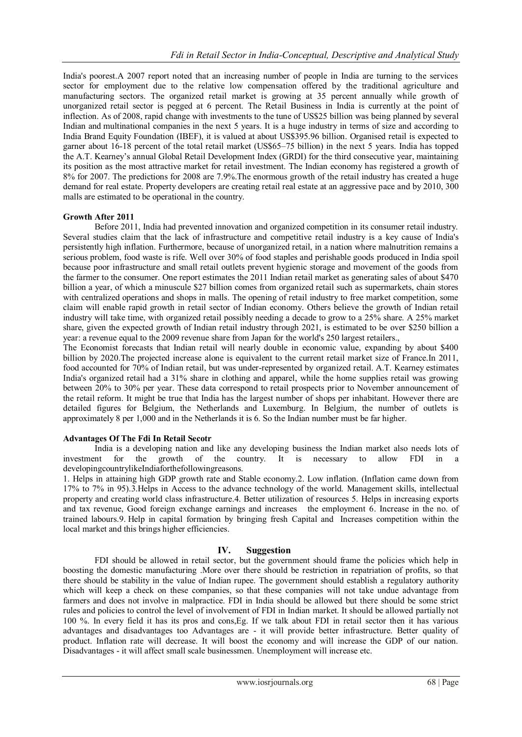India's poorest.A 2007 report noted that an increasing number of people in India are turning to the services sector for employment due to the relative low compensation offered by the traditional agriculture and manufacturing sectors. The organized retail market is growing at 35 percent annually while growth of unorganized retail sector is pegged at 6 percent. The Retail Business in India is currently at the point of inflection. As of 2008, rapid change with investments to the tune of US$25 billion was being planned by several Indian and multinational companies in the next 5 years. It is a huge industry in terms of size and according to India Brand Equity Foundation (IBEF), it is valued at about US$395.96 billion. Organised retail is expected to garner about 16-18 percent of the total retail market (US$65–75 billion) in the next 5 years. India has topped the A.T. Kearney's annual Global Retail Development Index (GRDI) for the third consecutive year, maintaining its position as the most attractive market for retail investment. The Indian economy has registered a growth of 8% for 2007. The predictions for 2008 are 7.9%.The enormous growth of the retail industry has created a huge demand for real estate. Property developers are creating retail real estate at an aggressive pace and by 2010, 300 malls are estimated to be operational in the country.

**Growth After 2011**

Before 2011, India had prevented innovation and organized competition in its consumer retail industry. Several studies claim that the lack of infrastructure and competitive retail industry is a key cause of India's persistently high inflation. Furthermore, because of unorganized retail, in a nation where malnutrition remains a serious problem, food waste is rife. Well over 30% of food staples and perishable goods produced in India spoil because poor infrastructure and small retail outlets prevent hygienic storage and movement of the goods from the farmer to the consumer. One report estimates the 2011 Indian retail market as generating sales of about $470 billion a year, of which a minuscule $27 billion comes from organized retail such as supermarkets, chain stores with centralized operations and shops in malls. The opening of retail industry to free market competition, some claim will enable rapid growth in retail sector of Indian economy. Others believe the growth of Indian retail industry will take time, with organized retail possibly needing a decade to grow to a 25% share. A 25% market share, given the expected growth of Indian retail industry through 2021, is estimated to be over $250 billion a year: a revenue equal to the 2009 revenue share from Japan for the world's 250 largest retailers.,

The Economist forecasts that Indian retail will nearly double in economic value, expanding by about $400 billion by 2020.The projected increase alone is equivalent to the current retail market size of France.In 2011, food accounted for 70% of Indian retail, but was under-represented by organized retail. A.T. Kearney estimates India's organized retail had a 31% share in clothing and apparel, while the home supplies retail was growing between 20% to 30% per year. These data correspond to retail prospects prior to November announcement of the retail reform. It might be true that India has the largest number of shops per inhabitant. However there are detailed figures for Belgium, the Netherlands and Luxemburg. In Belgium, the number of outlets is approximately 8 per 1,000 and in the Netherlands it is 6. So the Indian number must be far higher.

**Advantages Of The Fdi In Retail Secotr**

India is a developing nation and like any developing business the Indian market also needs lots of investment for the growth of the country. It is necessary to allow FDI in a developingcountrylikeIndiaforthefollowingreasons.

1. Helps in attaining high GDP growth rate and Stable economy.2. Low inflation. (Inflation came down from 17% to 7% in 95).3.Helps in Access to the advance technology of the world. Management skills, intellectual property and creating world class infrastructure.4. Better utilization of resources 5. Helps in increasing exports and tax revenue, Good foreign exchange earnings and increases the employment 6. Increase in the no. of trained labours.9. Help in capital formation by bringing fresh Capital and Increases competition within the local market and this brings higher efficiencies.

## IV. Suggestion

FDI should be allowed in retail sector, but the government should frame the policies which help in boosting the domestic manufacturing .More over there should be restriction in repatriation of profits, so that there should be stability in the value of Indian rupee. The government should establish a regulatory authority which will keep a check on these companies, so that these companies will not take undue advantage from farmers and does not involve in malpractice. FDI in India should be allowed but there should be some strict rules and policies to control the level of involvement of FDI in Indian market. It should be allowed partially not 100 %. In every field it has its pros and cons,Eg. If we talk about FDI in retail sector then it has various advantages and disadvantages too Advantages are - it will provide better infrastructure. Better quality of product. Inflation rate will decrease. It will boost the economy and will increase the GDP of our nation. Disadvantages - it will affect small scale businessmen. Unemployment will increase etc.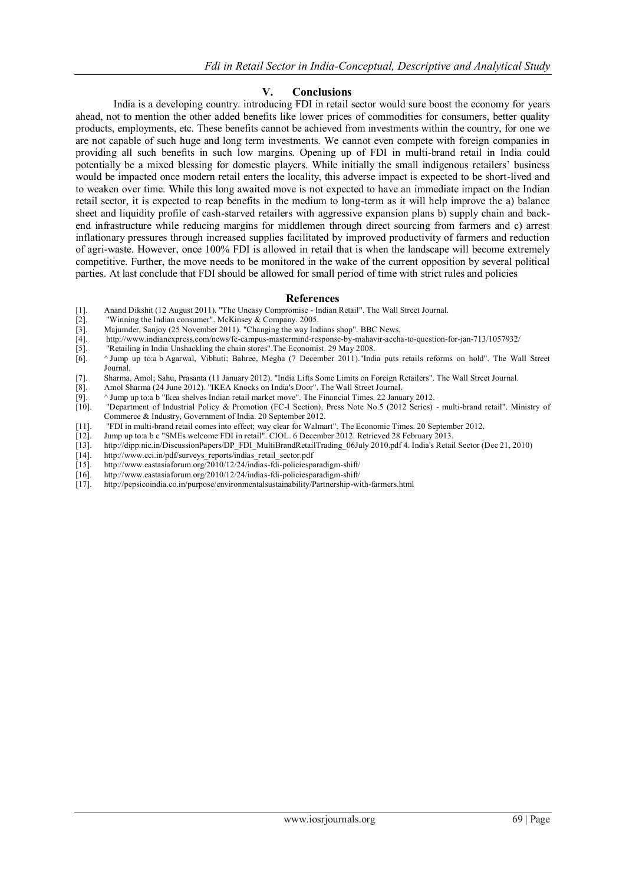## V. Conclusions

India is a developing country. introducing FDI in retail sector would sure boost the economy for years ahead, not to mention the other added benefits like lower prices of commodities for consumers, better quality products, employments, etc. These benefits cannot be achieved from investments within the country, for one we are not capable of such huge and long term investments. We cannot even compete with foreign companies in providing all such benefits in such low margins. Opening up of FDI in multi-brand retail in India could potentially be a mixed blessing for domestic players. While initially the small indigenous retailers' business would be impacted once modern retail enters the locality, this adverse impact is expected to be short-lived and to weaken over time. While this long awaited move is not expected to have an immediate impact on the Indian retail sector, it is expected to reap benefits in the medium to long-term as it will help improve the a) balance sheet and liquidity profile of cash-starved retailers with aggressive expansion plans b) supply chain and back-end infrastructure while reducing margins for middlemen through direct sourcing from farmers and c) arrest inflationary pressures through increased supplies facilitated by improved productivity of farmers and reduction of agri-waste. However, once 100% FDI is allowed in retail that is when the landscape will become extremely competitive. Further, the move needs to be monitored in the wake of the current opposition by several political parties. At last conclude that FDI should be allowed for small period of time with strict rules and policies

## References

[1]. Anand Dikshit (12 August 2011). "The Uneasy Compromise - Indian Retail". The Wall Street Journal.
[2]. "Winning the Indian consumer". McKinsey & Company. 2005.
[3]. Majumder, Sanjoy (25 November 2011). "Changing the way Indians shop". BBC News.
[4]. http://www.indianexpress.com/news/fe-campus-mastermind-response-by-mahavir-accha-to-question-for-jan-713/1057932/
[5]. "Retailing in India Unshackling the chain stores".The Economist. 29 May 2008.
[6]. ^ Jump up to:a b Agarwal, Vibhuti; Bahree, Megha (7 December 2011)."India puts retails reforms on hold". The Wall Street Journal.
[7]. Sharma, Amol; Sahu, Prasanta (11 January 2012). "India Lifts Some Limits on Foreign Retailers". The Wall Street Journal.
[8]. Amol Sharma (24 June 2012). "IKEA Knocks on India's Door". The Wall Street Journal.
[9]. ^ Jump up to:a b "Ikea shelves Indian retail market move". The Financial Times. 22 January 2012.
[10]. "Department of Industrial Policy & Promotion (FC-I Section), Press Note No.5 (2012 Series) - multi-brand retail". Ministry of Commerce & Industry, Government of India. 20 September 2012.
[11]. "FDI in multi-brand retail comes into effect; way clear for Walmart". The Economic Times. 20 September 2012.
[12]. Jump up to:a b c "SMEs welcome FDI in retail". CIOL. 6 December 2012. Retrieved 28 February 2013.
[13]. http://dipp.nic.in/DiscussionPapers/DP_FDI_MultiBrandRetailTrading_06July 2010.pdf 4. India's Retail Sector (Dec 21, 2010)
[14]. http://www.cci.in/pdf/surveys_reports/indias_retail_sector.pdf
[15]. http://www.eastasiaforum.org/2010/12/24/indias-fdi-policiesparadigm-shift/
[16]. http://www.eastasiaforum.org/2010/12/24/indias-fdi-policiesparadigm-shift/
[17]. http://pepsicoindia.co.in/purpose/environmentalsustainability/Partnership-with-farmers.html